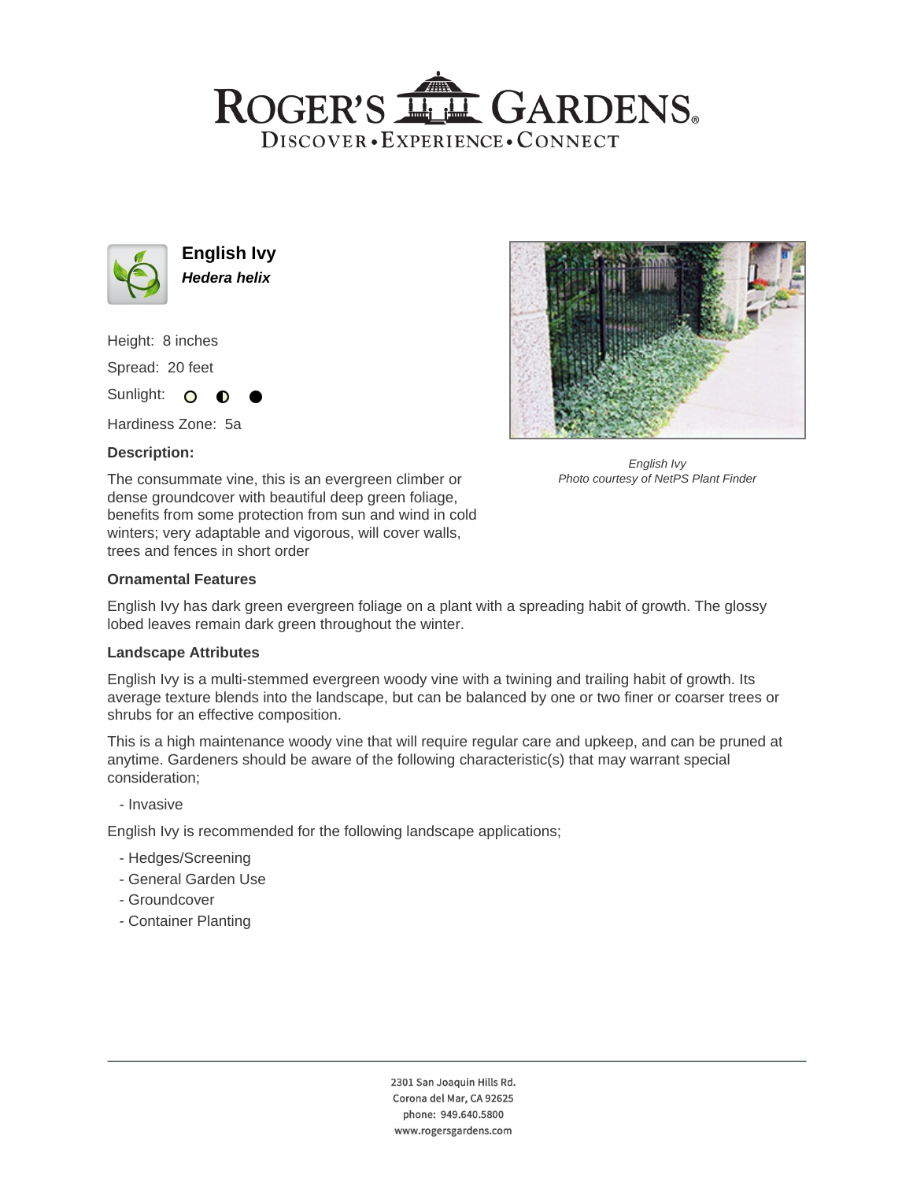# ROGER'S GARDENS

DISCOVER • EXPERIENCE • CONNECT

## English Ivy

***Hedera helix***

Height: 8 inches

Spread: 20 feet

Sunlight: ○ ◐ ●

Hardiness Zone: 5a

**Description:**

The consummate vine, this is an evergreen climber or dense groundcover with beautiful deep green foliage, benefits from some protection from sun and wind in cold winters; very adaptable and vigorous, will cover walls, trees and fences in short order

*English Ivy*
*Photo courtesy of NetPS Plant Finder*

### Ornamental Features

English Ivy has dark green evergreen foliage on a plant with a spreading habit of growth. The glossy lobed leaves remain dark green throughout the winter.

### Landscape Attributes

English Ivy is a multi-stemmed evergreen woody vine with a twining and trailing habit of growth. Its average texture blends into the landscape, but can be balanced by one or two finer or coarser trees or shrubs for an effective composition.

This is a high maintenance woody vine that will require regular care and upkeep, and can be pruned at anytime. Gardeners should be aware of the following characteristic(s) that may warrant special consideration;

- Invasive

English Ivy is recommended for the following landscape applications;

- Hedges/Screening
- General Garden Use
- Groundcover
- Container Planting

2301 San Joaquin Hills Rd.
Corona del Mar, CA 92625
phone: 949.640.5800
www.rogersgardens.com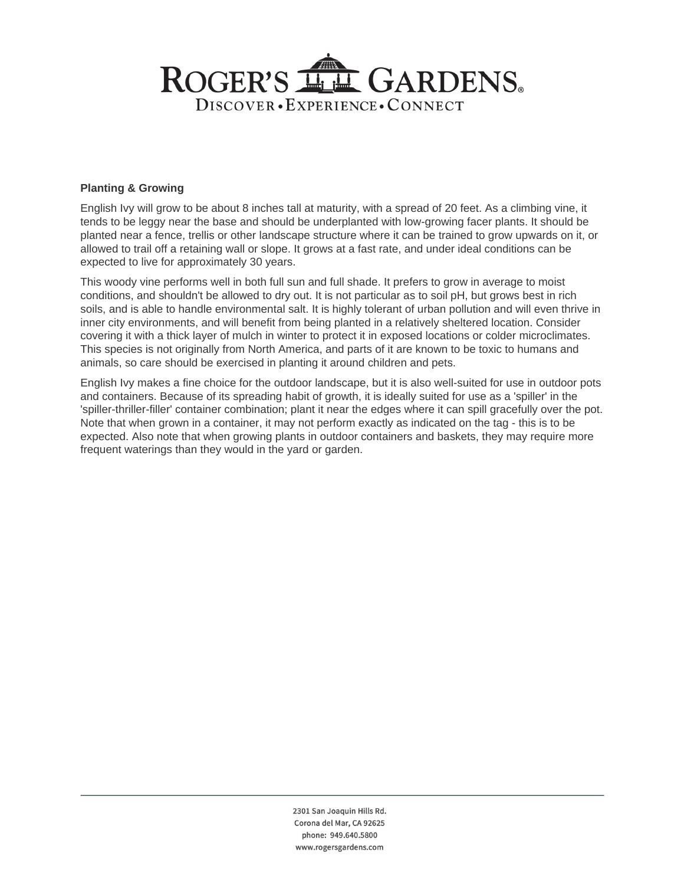**Planting & Growing**

English Ivy will grow to be about 8 inches tall at maturity, with a spread of 20 feet. As a climbing vine, it tends to be leggy near the base and should be underplanted with low-growing facer plants. It should be planted near a fence, trellis or other landscape structure where it can be trained to grow upwards on it, or allowed to trail off a retaining wall or slope. It grows at a fast rate, and under ideal conditions can be expected to live for approximately 30 years.

This woody vine performs well in both full sun and full shade. It prefers to grow in average to moist conditions, and shouldn't be allowed to dry out. It is not particular as to soil pH, but grows best in rich soils, and is able to handle environmental salt. It is highly tolerant of urban pollution and will even thrive in inner city environments, and will benefit from being planted in a relatively sheltered location. Consider covering it with a thick layer of mulch in winter to protect it in exposed locations or colder microclimates. This species is not originally from North America, and parts of it are known to be toxic to humans and animals, so care should be exercised in planting it around children and pets.

English Ivy makes a fine choice for the outdoor landscape, but it is also well-suited for use in outdoor pots and containers. Because of its spreading habit of growth, it is ideally suited for use as a 'spiller' in the 'spiller-thriller-filler' container combination; plant it near the edges where it can spill gracefully over the pot. Note that when grown in a container, it may not perform exactly as indicated on the tag - this is to be expected. Also note that when growing plants in outdoor containers and baskets, they may require more frequent waterings than they would in the yard or garden.